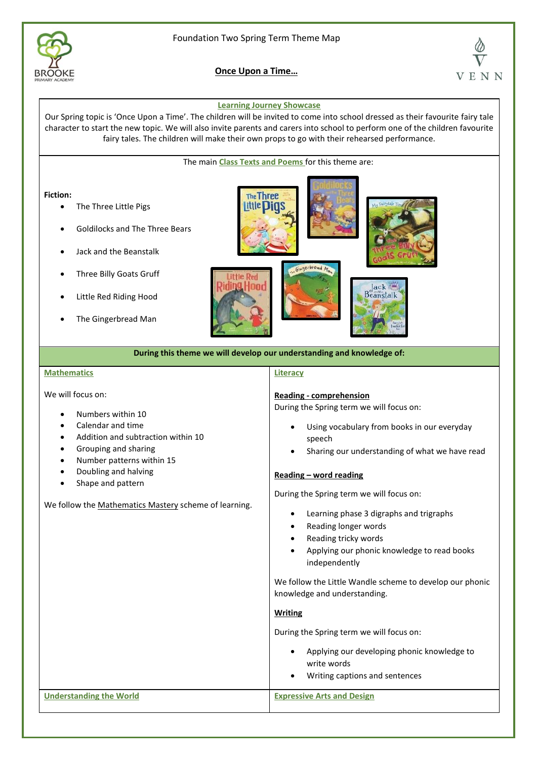Foundation Two Spring Term Theme Map

# Once Upon a Time…

## Learning Journey Showcase

Our Spring topic is 'Once Upon a Time'. The children will be invited to come into school dressed as their favourite fairy tale character to start the new topic. We will also invite parents and carers into school to perform one of the children favourite fairy tales. The children will make their own props to go with their rehearsed performance.

The main **Class Texts and Poems** for this theme are:

**Fiction:**

- The Three Little Pigs
- Goldilocks and The Three Bears
- Jack and the Beanstalk
- Three Billy Goats Gruff
- Little Red Riding Hood
- The Gingerbread Man

**During this theme we will develop our understanding and knowledge of:**

## Mathematics

We will focus on:

- Numbers within 10
- Calendar and time
- Addition and subtraction within 10
- Grouping and sharing
- Number patterns within 15
- Doubling and halving
- Shape and pattern

We follow the Mathematics Mastery scheme of learning.

## Literacy

### Reading - comprehension

During the Spring term we will focus on:

- Using vocabulary from books in our everyday speech
- Sharing our understanding of what we have read

### Reading – word reading

During the Spring term we will focus on:

- Learning phase 3 digraphs and trigraphs
- Reading longer words
- Reading tricky words
- Applying our phonic knowledge to read books independently

We follow the Little Wandle scheme to develop our phonic knowledge and understanding.

### Writing

During the Spring term we will focus on:

- Applying our developing phonic knowledge to write words
- Writing captions and sentences

## Understanding the World

## Expressive Arts and Design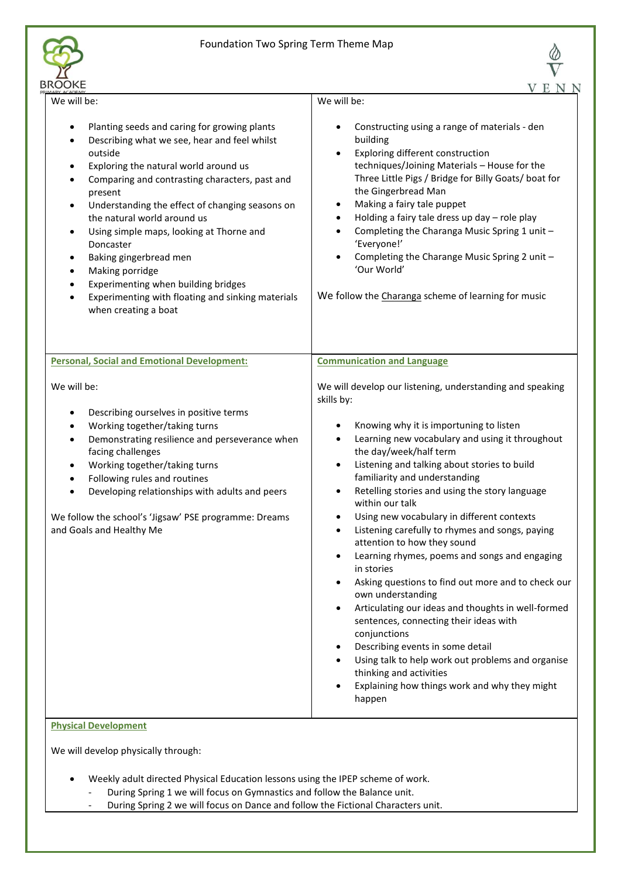Foundation Two Spring Term Theme Map

We will be:

- Planting seeds and caring for growing plants
- Describing what we see, hear and feel whilst outside
- Exploring the natural world around us
- Comparing and contrasting characters, past and present
- Understanding the effect of changing seasons on the natural world around us
- Using simple maps, looking at Thorne and Doncaster
- Baking gingerbread men
- Making porridge
- Experimenting when building bridges
- Experimenting with floating and sinking materials when creating a boat

We will be:

- Constructing using a range of materials - den building
- Exploring different construction techniques/Joining Materials – House for the Three Little Pigs / Bridge for Billy Goats/ boat for the Gingerbread Man
- Making a fairy tale puppet
- Holding a fairy tale dress up day – role play
- Completing the Charanga Music Spring 1 unit – 'Everyone!'
- Completing the Charange Music Spring 2 unit – 'Our World'

We follow the Charanga scheme of learning for music

**Personal, Social and Emotional Development:**

We will be:

- Describing ourselves in positive terms
- Working together/taking turns
- Demonstrating resilience and perseverance when facing challenges
- Working together/taking turns
- Following rules and routines
- Developing relationships with adults and peers

We follow the school's 'Jigsaw' PSE programme: Dreams and Goals and Healthy Me

**Communication and Language**

We will develop our listening, understanding and speaking skills by:

- Knowing why it is importuning to listen
- Learning new vocabulary and using it throughout the day/week/half term
- Listening and talking about stories to build familiarity and understanding
- Retelling stories and using the story language within our talk
- Using new vocabulary in different contexts
- Listening carefully to rhymes and songs, paying attention to how they sound
- Learning rhymes, poems and songs and engaging in stories
- Asking questions to find out more and to check our own understanding
- Articulating our ideas and thoughts in well-formed sentences, connecting their ideas with conjunctions
- Describing events in some detail
- Using talk to help work out problems and organise thinking and activities
- Explaining how things work and why they might happen

**Physical Development**

We will develop physically through:

- Weekly adult directed Physical Education lessons using the IPEP scheme of work.
  - During Spring 1 we will focus on Gymnastics and follow the Balance unit.
  - During Spring 2 we will focus on Dance and follow the Fictional Characters unit.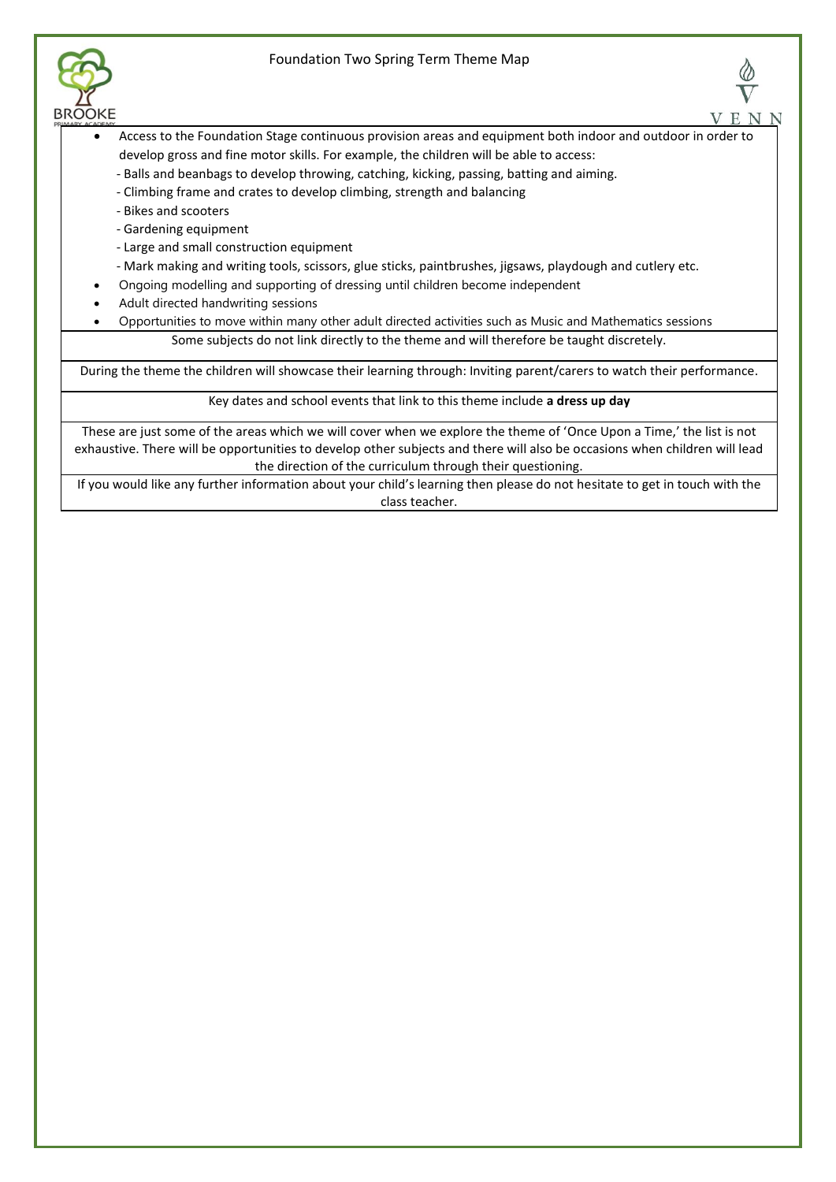Foundation Two Spring Term Theme Map

- Access to the Foundation Stage continuous provision areas and equipment both indoor and outdoor in order to develop gross and fine motor skills. For example, the children will be able to access:
  - Balls and beanbags to develop throwing, catching, kicking, passing, batting and aiming.
  - Climbing frame and crates to develop climbing, strength and balancing
  - Bikes and scooters
  - Gardening equipment
  - Large and small construction equipment
  - Mark making and writing tools, scissors, glue sticks, paintbrushes, jigsaws, playdough and cutlery etc.
- Ongoing modelling and supporting of dressing until children become independent
- Adult directed handwriting sessions
- Opportunities to move within many other adult directed activities such as Music and Mathematics sessions

Some subjects do not link directly to the theme and will therefore be taught discretely.

During the theme the children will showcase their learning through: Inviting parent/carers to watch their performance.

Key dates and school events that link to this theme include **a dress up day**

These are just some of the areas which we will cover when we explore the theme of 'Once Upon a Time,' the list is not exhaustive. There will be opportunities to develop other subjects and there will also be occasions when children will lead the direction of the curriculum through their questioning.

If you would like any further information about your child's learning then please do not hesitate to get in touch with the class teacher.